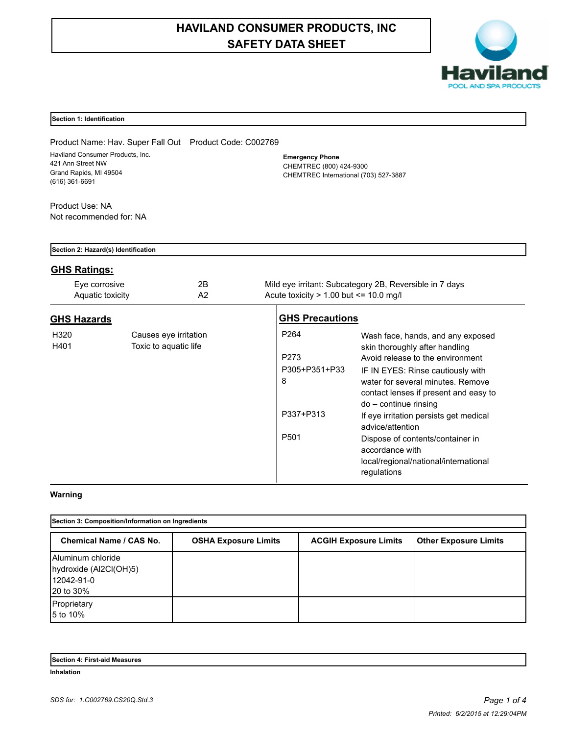# HAVILAND CONSUMER PRODUCTS, INC
# SAFETY DATA SHEET

Haviland
POOL AND SPA PRODUCTS

## Section 1: Identification

Product Name: Hav. Super Fall Out    Product Code: C002769

Haviland Consumer Products, Inc.
421 Ann Street NW
Grand Rapids, MI 49504
(616) 361-6691

**Emergency Phone**
CHEMTREC (800) 424-9300
CHEMTREC International (703) 527-3887

Product Use: NA
Not recommended for: NA

## Section 2: Hazard(s) Identification

### GHS Ratings:

| | | |
|---|---|---|
| Eye corrosive | 2B | Mild eye irritant: Subcategory 2B, Reversible in 7 days |
| Aquatic toxicity | A2 | Acute toxicity > 1.00 but <= 10.0 mg/l |

### GHS Hazards

| | |
|---|---|
| H320 | Causes eye irritation |
| H401 | Toxic to aquatic life |

### GHS Precautions

| | |
|---|---|
| P264 | Wash face, hands, and any exposed skin thoroughly after handling |
| P273 | Avoid release to the environment |
| P305+P351+P338 | IF IN EYES: Rinse cautiously with water for several minutes. Remove contact lenses if present and easy to do – continue rinsing |
| P337+P313 | If eye irritation persists get medical advice/attention |
| P501 | Dispose of contents/container in accordance with local/regional/national/international regulations |

**Warning**

## Section 3: Composition/Information on Ingredients

| Chemical Name / CAS No. | OSHA Exposure Limits | ACGIH Exposure Limits | Other Exposure Limits |
|---|---|---|---|
| Aluminum chloride hydroxide ($Al_2Cl(OH)_5$) 12042-91-0 20 to 30% | | | |
| Proprietary 5 to 10% | | | |

## Section 4: First-aid Measures

**Inhalation**

*SDS for: 1.C002769.CS20Q.Std.3*

*Printed: 6/2/2015 at 12:29:04PM*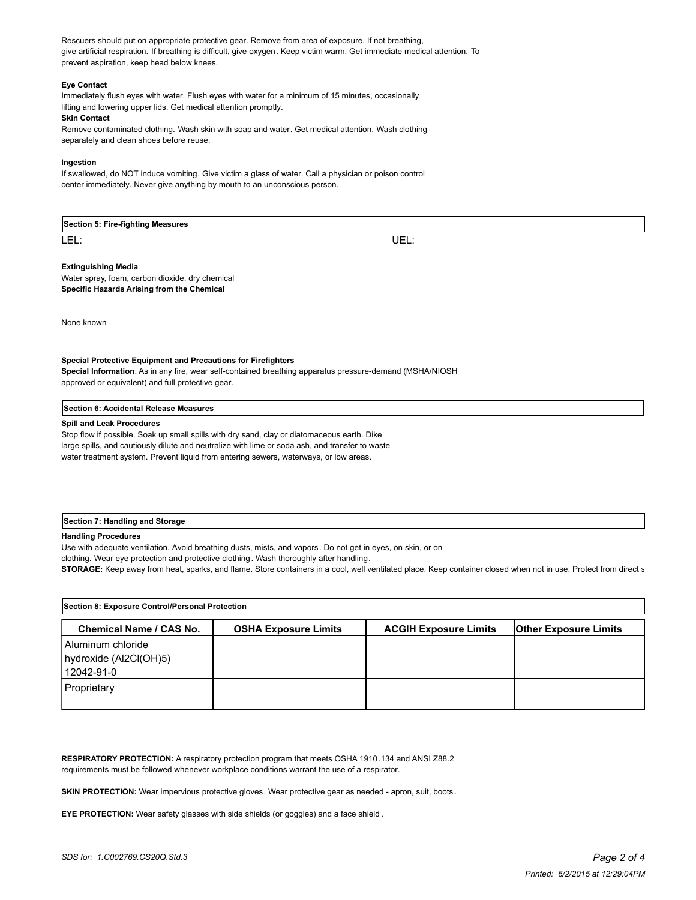Rescuers should put on appropriate protective gear. Remove from area of exposure. If not breathing, give artificial respiration. If breathing is difficult, give oxygen. Keep victim warm. Get immediate medical attention. To prevent aspiration, keep head below knees.

**Eye Contact**

Immediately flush eyes with water. Flush eyes with water for a minimum of 15 minutes, occasionally lifting and lowering upper lids. Get medical attention promptly.

**Skin Contact**

Remove contaminated clothing. Wash skin with soap and water. Get medical attention. Wash clothing separately and clean shoes before reuse.

**Ingestion**

If swallowed, do NOT induce vomiting. Give victim a glass of water. Call a physician or poison control center immediately. Never give anything by mouth to an unconscious person.

## Section 5: Fire-fighting Measures

LEL: UEL:

**Extinguishing Media**

Water spray, foam, carbon dioxide, dry chemical

**Specific Hazards Arising from the Chemical**

None known

**Special Protective Equipment and Precautions for Firefighters**

**Special Information**: As in any fire, wear self-contained breathing apparatus pressure-demand (MSHA/NIOSH approved or equivalent) and full protective gear.

## Section 6: Accidental Release Measures

**Spill and Leak Procedures**

Stop flow if possible. Soak up small spills with dry sand, clay or diatomaceous earth. Dike large spills, and cautiously dilute and neutralize with lime or soda ash, and transfer to waste water treatment system. Prevent liquid from entering sewers, waterways, or low areas.

## Section 7: Handling and Storage

**Handling Procedures**

Use with adequate ventilation. Avoid breathing dusts, mists, and vapors. Do not get in eyes, on skin, or on clothing. Wear eye protection and protective clothing. Wash thoroughly after handling.

**STORAGE:** Keep away from heat, sparks, and flame. Store containers in a cool, well ventilated place. Keep container closed when not in use. Protect from direct s

## Section 8: Exposure Control/Personal Protection

| Chemical Name / CAS No. | OSHA Exposure Limits | ACGIH Exposure Limits | Other Exposure Limits |
|---|---|---|---|
| Aluminum chloride hydroxide ($Al_2Cl(OH)_5$) 12042-91-0 | | | |
| Proprietary | | | |

**RESPIRATORY PROTECTION:** A respiratory protection program that meets OSHA 1910.134 and ANSI Z88.2 requirements must be followed whenever workplace conditions warrant the use of a respirator.

**SKIN PROTECTION:** Wear impervious protective gloves. Wear protective gear as needed - apron, suit, boots.

**EYE PROTECTION:** Wear safety glasses with side shields (or goggles) and a face shield.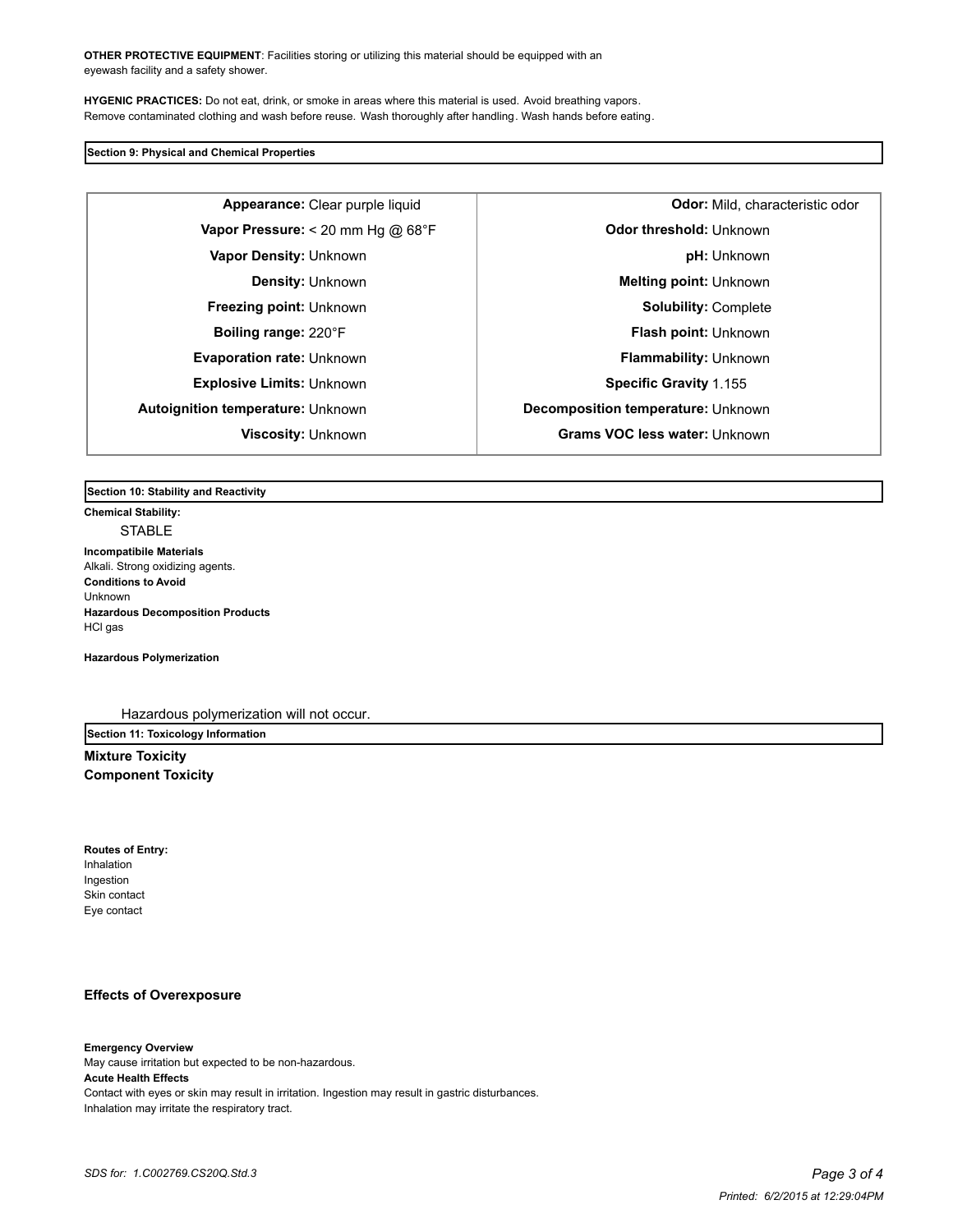**OTHER PROTECTIVE EQUIPMENT**: Facilities storing or utilizing this material should be equipped with an eyewash facility and a safety shower.

**HYGENIC PRACTICES:** Do not eat, drink, or smoke in areas where this material is used. Avoid breathing vapors. Remove contaminated clothing and wash before reuse. Wash thoroughly after handling. Wash hands before eating.

## Section 9: Physical and Chemical Properties

| | |
|---|---|
| **Appearance:** Clear purple liquid | **Odor:** Mild, characteristic odor |
| **Vapor Pressure:** < 20 mm Hg @ 68°F | **Odor threshold:** Unknown |
| **Vapor Density:** Unknown | **pH:** Unknown |
| **Density:** Unknown | **Melting point:** Unknown |
| **Freezing point:** Unknown | **Solubility:** Complete |
| **Boiling range:** 220°F | **Flash point:** Unknown |
| **Evaporation rate:** Unknown | **Flammability:** Unknown |
| **Explosive Limits:** Unknown | **Specific Gravity** 1.155 |
| **Autoignition temperature:** Unknown | **Decomposition temperature:** Unknown |
| **Viscosity:** Unknown | **Grams VOC less water:** Unknown |

## Section 10: Stability and Reactivity

**Chemical Stability:**

STABLE

**Incompatibile Materials**
Alkali. Strong oxidizing agents.

**Conditions to Avoid**
Unknown

**Hazardous Decomposition Products**
HCl gas

**Hazardous Polymerization**

Hazardous polymerization will not occur.

## Section 11: Toxicology Information

**Mixture Toxicity**

**Component Toxicity**

**Routes of Entry:**
Inhalation
Ingestion
Skin contact
Eye contact

**Effects of Overexposure**

**Emergency Overview**
May cause irritation but expected to be non-hazardous.

**Acute Health Effects**
Contact with eyes or skin may result in irritation. Ingestion may result in gastric disturbances. Inhalation may irritate the respiratory tract.

*SDS for: 1.C002769.CS20Q.Std.3*

*Printed: 6/2/2015 at 12:29:04PM*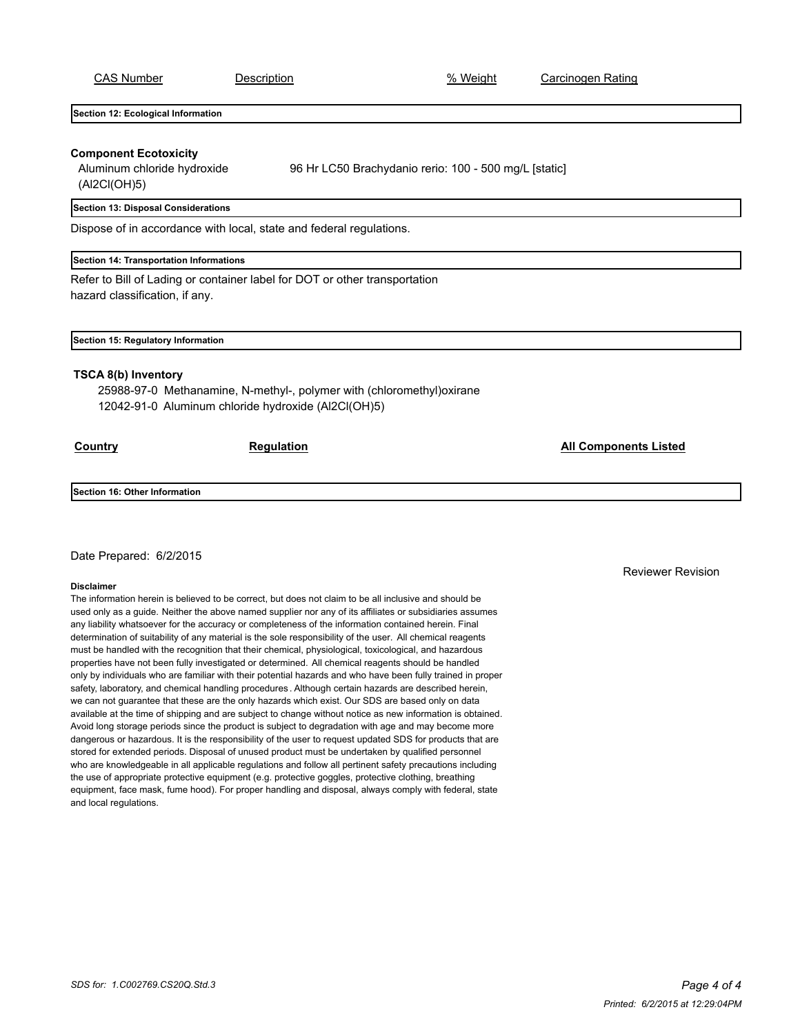| CAS Number | Description | % Weight | Carcinogen Rating |
| --- | --- | --- | --- |

## Section 12: Ecological Information

**Component Ecotoxicity**

| | |
| --- | --- |
| Aluminum chloride hydroxide ($Al_2Cl(OH)_5$) | 96 Hr LC50 Brachydanio rerio: 100 - 500 mg/L [static] |

## Section 13: Disposal Considerations

Dispose of in accordance with local, state and federal regulations.

## Section 14: Transportation Informations

Refer to Bill of Lading or container label for DOT or other transportation hazard classification, if any.

## Section 15: Regulatory Information

**TSCA 8(b) Inventory**

25988-97-0 Methanamine, N-methyl-, polymer with (chloromethyl)oxirane
12042-91-0 Aluminum chloride hydroxide ($Al_2Cl(OH)_5$)

| Country | Regulation | All Components Listed |
| --- | --- | --- |

## Section 16: Other Information

Date Prepared: 6/2/2015

Reviewer Revision

**Disclaimer**

The information herein is believed to be correct, but does not claim to be all inclusive and should be used only as a guide. Neither the above named supplier nor any of its affiliates or subsidiaries assumes any liability whatsoever for the accuracy or completeness of the information contained herein. Final determination of suitability of any material is the sole responsibility of the user. All chemical reagents must be handled with the recognition that their chemical, physiological, toxicological, and hazardous properties have not been fully investigated or determined. All chemical reagents should be handled only by individuals who are familiar with their potential hazards and who have been fully trained in proper safety, laboratory, and chemical handling procedures. Although certain hazards are described herein, we can not guarantee that these are the only hazards which exist. Our SDS are based only on data available at the time of shipping and are subject to change without notice as new information is obtained. Avoid long storage periods since the product is subject to degradation with age and may become more dangerous or hazardous. It is the responsibility of the user to request updated SDS for products that are stored for extended periods. Disposal of unused product must be undertaken by qualified personnel who are knowledgeable in all applicable regulations and follow all pertinent safety precautions including the use of appropriate protective equipment (e.g. protective goggles, protective clothing, breathing equipment, face mask, fume hood). For proper handling and disposal, always comply with federal, state and local regulations.